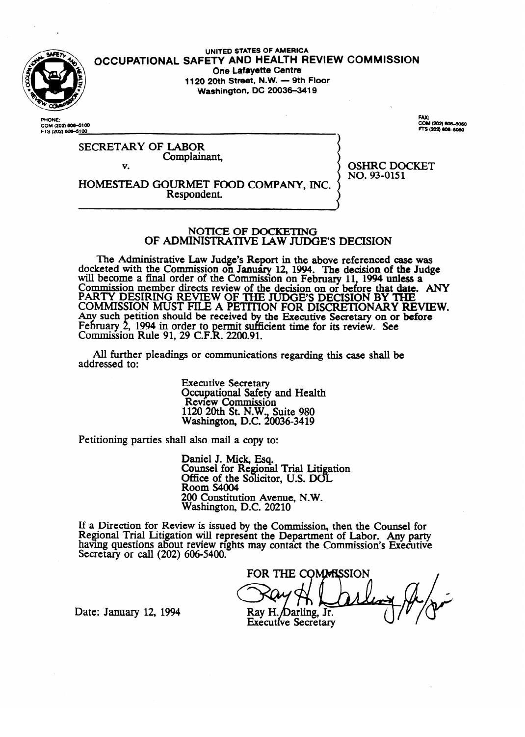UNITED STATES OF AMERICA

# OCCUPATIONAL SAFETY AND HEALTH REVIEW COMMISSION

One Lafayette Centre
1120 20th Street, N.W. — 9th Floor
Washington, DC 20036-3419

PHONE:
COM (202) 606-5100
FTS (202) 606-5100

FAX:
COM (202) 606-5050
FTS (202) 606-5050

SECRETARY OF LABOR
Complainant,

v.

HOMESTEAD GOURMET FOOD COMPANY, INC.
Respondent.

OSHRC DOCKET NO. 93-0151

## NOTICE OF DOCKETING OF ADMINISTRATIVE LAW JUDGE'S DECISION

The Administrative Law Judge's Report in the above referenced case was docketed with the Commission on January 12, 1994. The decision of the Judge will become a final order of the Commission on February 11, 1994 unless a Commission member directs review of the decision on or before that date. ANY PARTY DESIRING REVIEW OF THE JUDGE'S DECISION BY THE COMMISSION MUST FILE A PETITION FOR DISCRETIONARY REVIEW. Any such petition should be received by the Executive Secretary on or before February 2, 1994 in order to permit sufficient time for its review. See Commission Rule 91, 29 C.F.R. 2200.91.

All further pleadings or communications regarding this case shall be addressed to:

Executive Secretary
Occupational Safety and Health Review Commission
1120 20th St. N.W., Suite 980
Washington, D.C. 20036-3419

Petitioning parties shall also mail a copy to:

Daniel J. Mick, Esq.
Counsel for Regional Trial Litigation
Office of the Solicitor, U.S. DOL
Room S4004
200 Constitution Avenue, N.W.
Washington, D.C. 20210

If a Direction for Review is issued by the Commission, then the Counsel for Regional Trial Litigation will represent the Department of Labor. Any party having questions about review rights may contact the Commission's Executive Secretary or call (202) 606-5400.

FOR THE COMMISSION

Ray H. Darling, Jr.
Executive Secretary

Date: January 12, 1994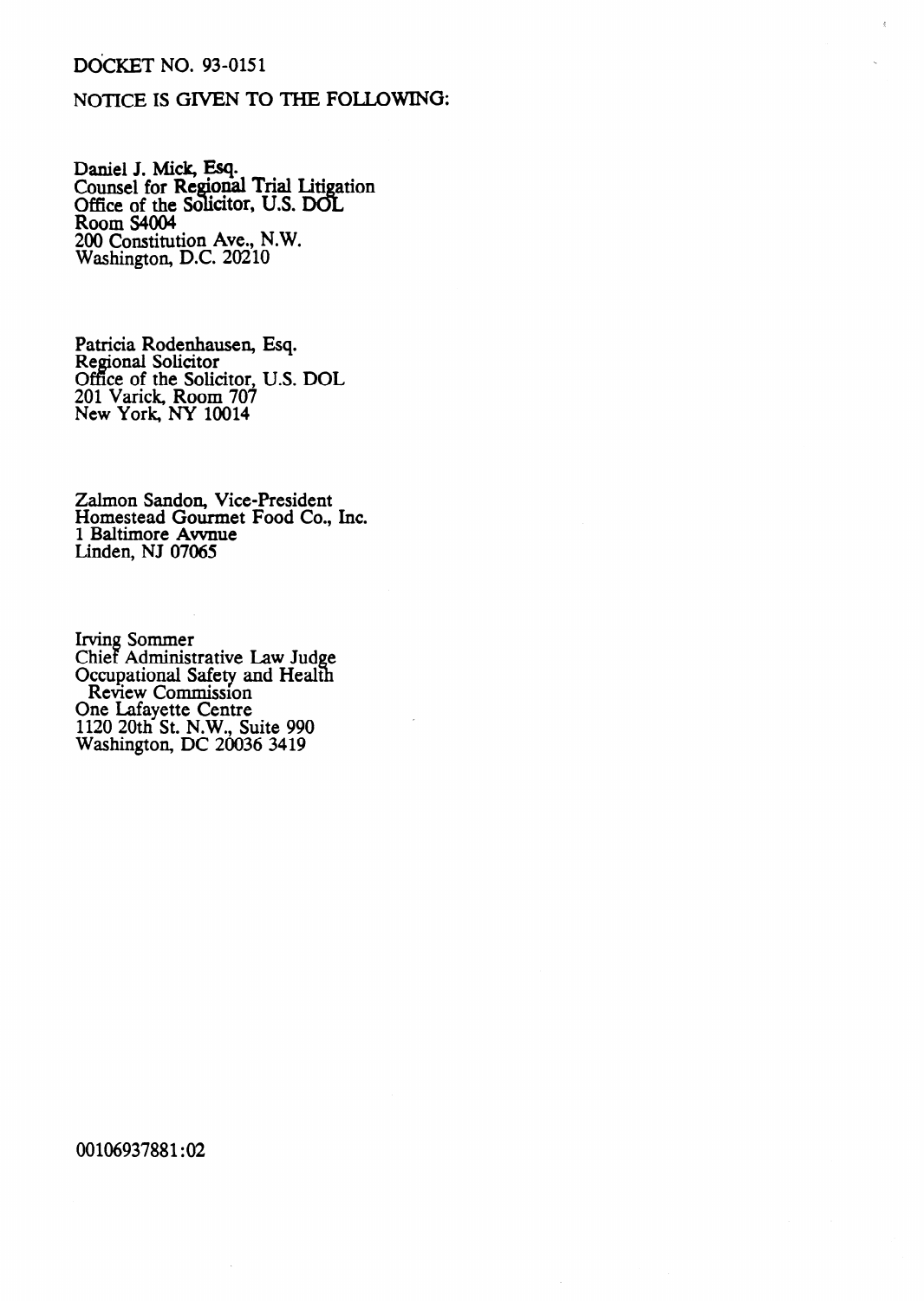DOCKET NO. 93-0151

NOTICE IS GIVEN TO THE FOLLOWING:

Daniel J. Mick, Esq.
Counsel for Regional Trial Litigation
Office of the Solicitor, U.S. DOL
Room S4004
200 Constitution Ave., N.W.
Washington, D.C. 20210

Patricia Rodenhausen, Esq.
Regional Solicitor
Office of the Solicitor, U.S. DOL
201 Varick, Room 707
New York, NY 10014

Zalmon Sandon, Vice-President
Homestead Gourmet Food Co., Inc.
1 Baltimore Avvnue
Linden, NJ 07065

Irving Sommer
Chief Administrative Law Judge
Occupational Safety and Health
Review Commission
One Lafayette Centre
1120 20th St. N.W., Suite 990
Washington, DC 20036 3419

00106937881:02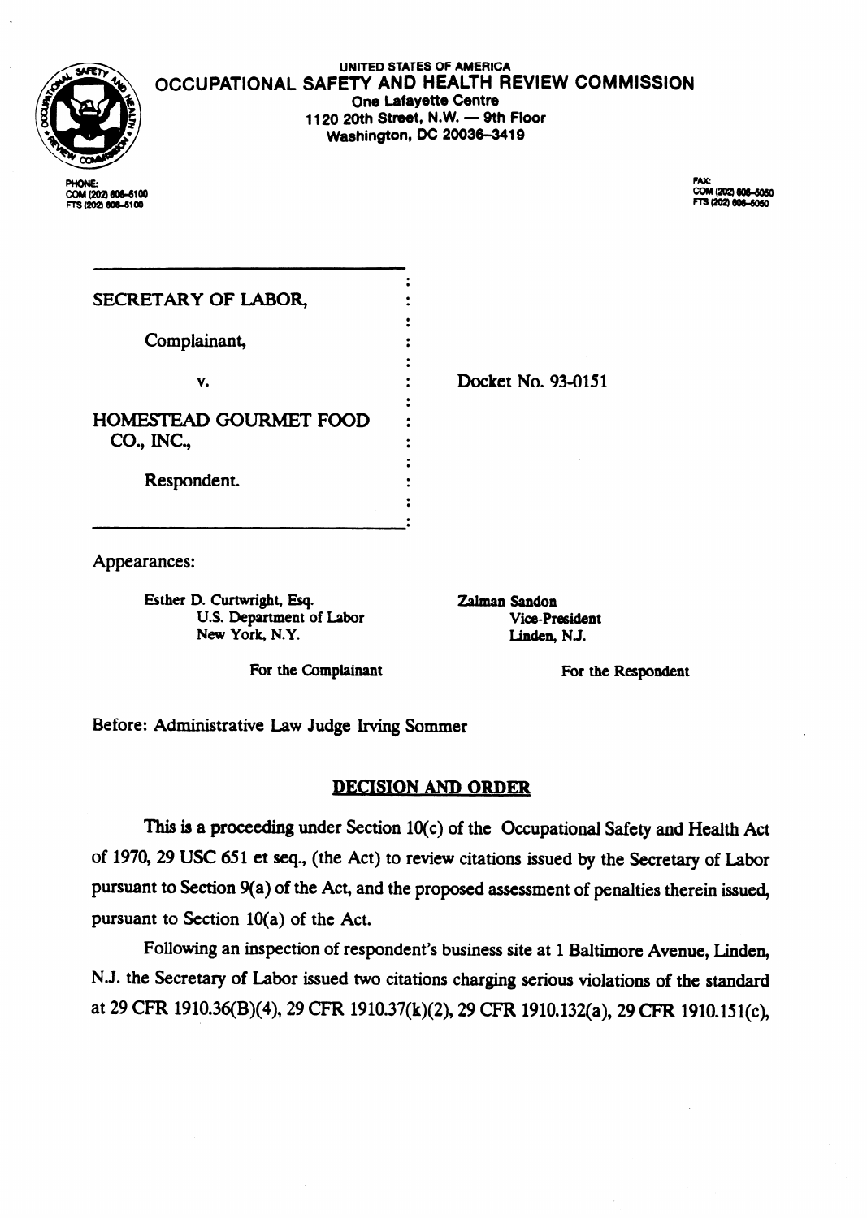UNITED STATES OF AMERICA

**OCCUPATIONAL SAFETY AND HEALTH REVIEW COMMISSION**

One Lafayette Centre
1120 20th Street, N.W. — 9th Floor
Washington, DC 20036-3419

PHONE:
COM (202) 606-5100
FTS (202) 606-5100

FAX:
COM (202) 606-5050
FTS (202) 606-5050

SECRETARY OF LABOR,

Complainant,

v.

HOMESTEAD GOURMET FOOD CO., INC.,

Respondent.

Docket No. 93-0151

Appearances:

Esther D. Curtwright, Esq.
U.S. Department of Labor
New York, N.Y.

For the Complainant

Zalman Sandon
Vice-President
Linden, N.J.

For the Respondent

Before: Administrative Law Judge Irving Sommer

## DECISION AND ORDER

This is a proceeding under Section 10(c) of the Occupational Safety and Health Act of 1970, 29 USC 651 et seq., (the Act) to review citations issued by the Secretary of Labor pursuant to Section 9(a) of the Act, and the proposed assessment of penalties therein issued, pursuant to Section 10(a) of the Act.

Following an inspection of respondent's business site at 1 Baltimore Avenue, Linden, N.J. the Secretary of Labor issued two citations charging serious violations of the standard at 29 CFR 1910.36(B)(4), 29 CFR 1910.37(k)(2), 29 CFR 1910.132(a), 29 CFR 1910.151(c),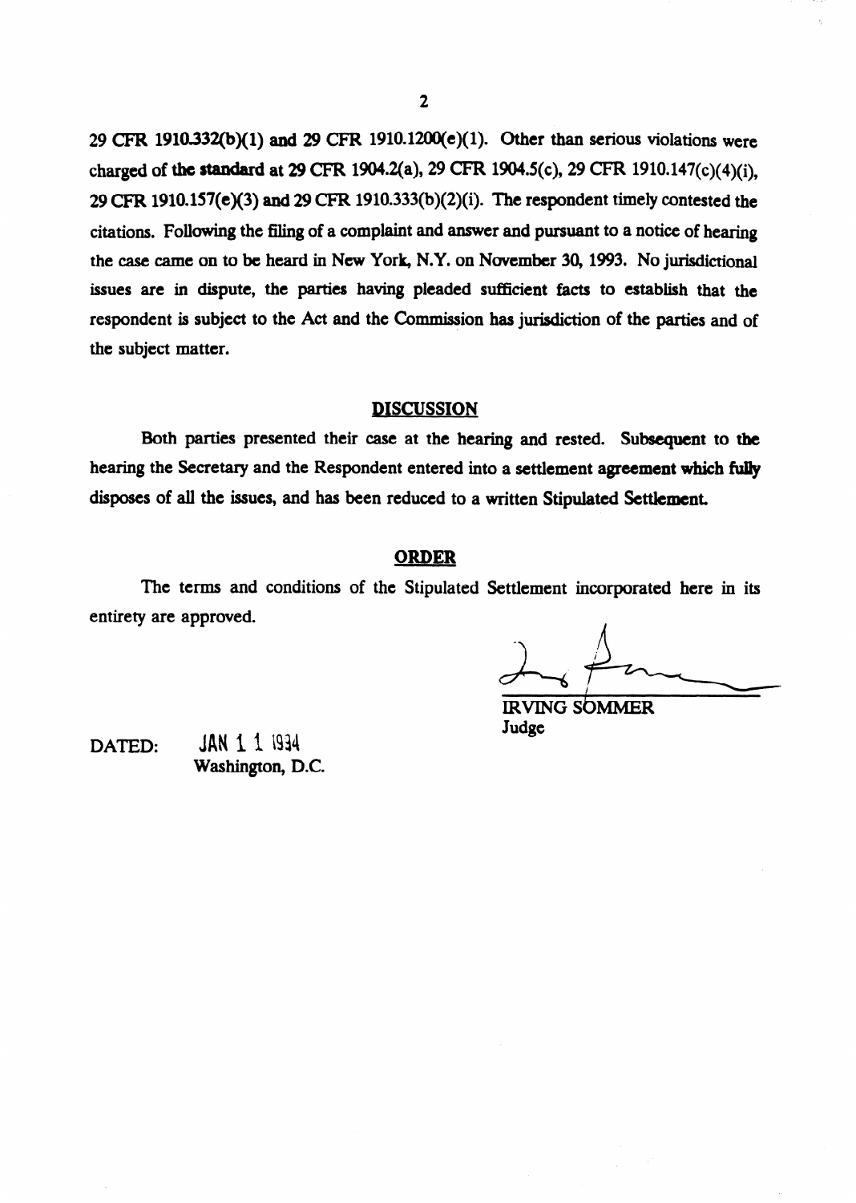29 CFR 1910.332(b)(1) and 29 CFR 1910.1200(e)(1). Other than serious violations were charged of the standard at 29 CFR 1904.2(a), 29 CFR 1904.5(c), 29 CFR 1910.147(c)(4)(i), 29 CFR 1910.157(e)(3) and 29 CFR 1910.333(b)(2)(i). The respondent timely contested the citations. Following the filing of a complaint and answer and pursuant to a notice of hearing the case came on to be heard in New York, N.Y. on November 30, 1993. No jurisdictional issues are in dispute, the parties having pleaded sufficient facts to establish that the respondent is subject to the Act and the Commission has jurisdiction of the parties and of the subject matter.

## DISCUSSION

Both parties presented their case at the hearing and rested. Subsequent to the hearing the Secretary and the Respondent entered into a settlement agreement which fully disposes of all the issues, and has been reduced to a written Stipulated Settlement.

## ORDER

The terms and conditions of the Stipulated Settlement incorporated here in its entirety are approved.

IRVING SOMMER
Judge

DATED: JAN 11 1994
Washington, D.C.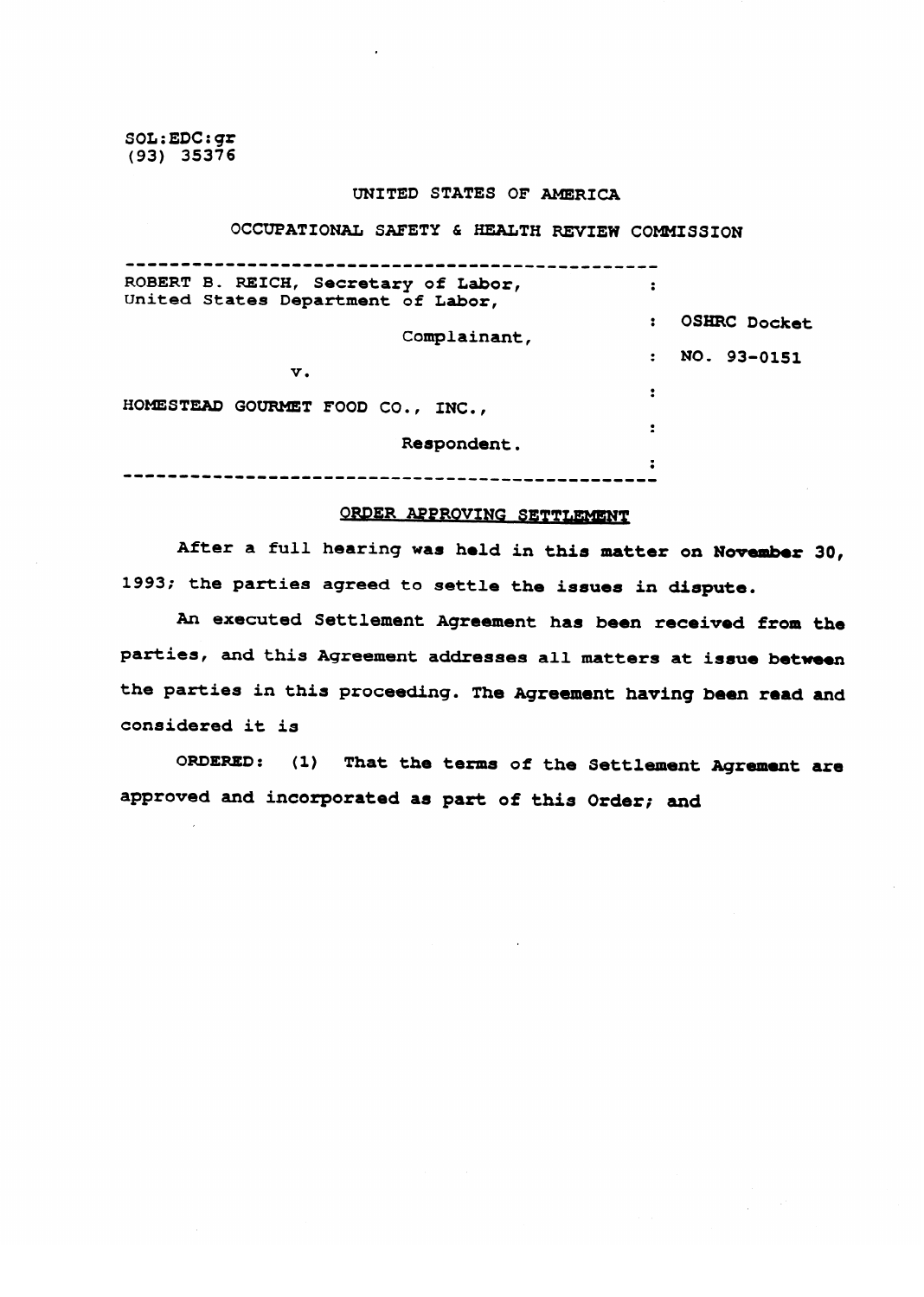SOL:EDC:gr
(93) 35376

UNITED STATES OF AMERICA

OCCUPATIONAL SAFETY & HEALTH REVIEW COMMISSION

| | |
|---|---|
| ROBERT B. REICH, Secretary of Labor, United States Department of Labor, Complainant, | OSHRC Docket NO. 93-0151 |
| v. | |
| HOMESTEAD GOURMET FOOD CO., INC., Respondent. | |

## ORDER APPROVING SETTLEMENT

After a full hearing was held in this matter on November 30, 1993; the parties agreed to settle the issues in dispute.

An executed Settlement Agreement has been received from the parties, and this Agreement addresses all matters at issue between the parties in this proceeding. The Agreement having been read and considered it is

ORDERED: (1) That the terms of the Settlement Agrement are approved and incorporated as part of this Order; and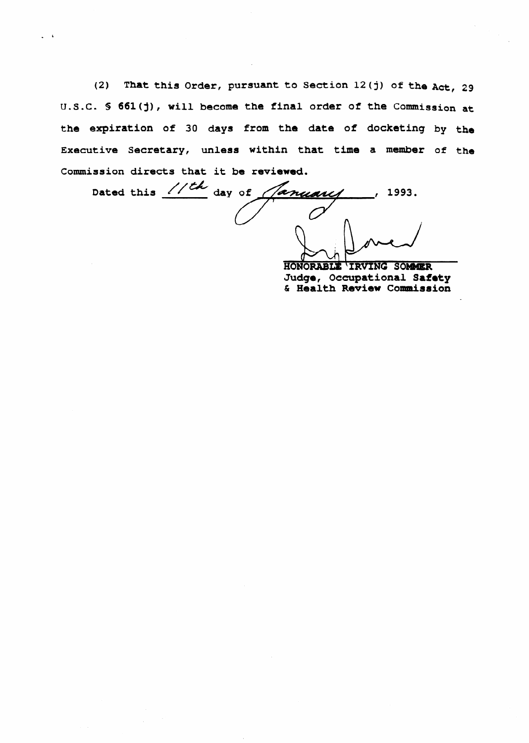(2) That this Order, pursuant to Section 12(j) of the Act, 29 U.S.C. § 661(j), will become the final order of the Commission at the expiration of 30 days from the date of docketing by the Executive Secretary, unless within that time a member of the Commission directs that it be reviewed.

Dated this 11th day of January, 1993.

HONORABLE IRVING SOMMER
Judge, Occupational Safety
& Health Review Commission